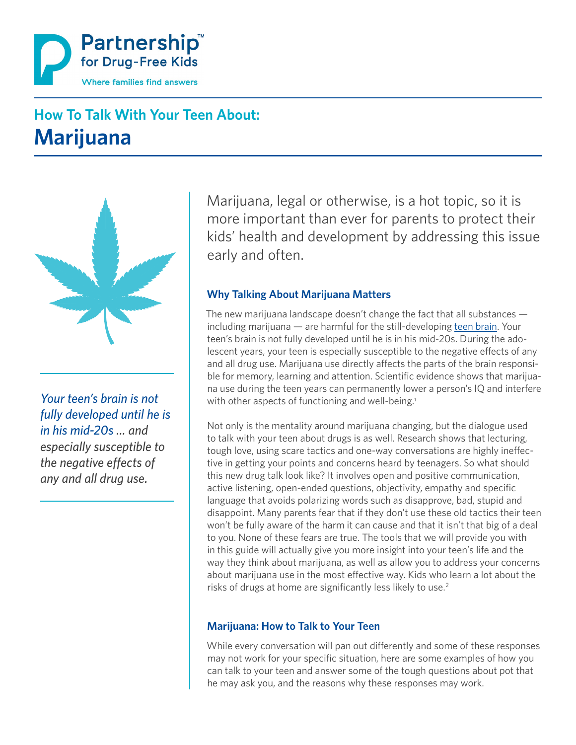Partnership™ for Drug-Free Kids

Where families find answers

## How To Talk With Your Teen About:

# Marijuana

*Your teen's brain is not fully developed until he is in his mid-20s … and especially susceptible to the negative effects of any and all drug use.*

Marijuana, legal or otherwise, is a hot topic, so it is more important than ever for parents to protect their kids' health and development by addressing this issue early and often.

### Why Talking About Marijuana Matters

The new marijuana landscape doesn't change the fact that all substances — including marijuana — are harmful for the still-developing teen brain. Your teen's brain is not fully developed until he is in his mid-20s. During the adolescent years, your teen is especially susceptible to the negative effects of any and all drug use. Marijuana use directly affects the parts of the brain responsible for memory, learning and attention. Scientific evidence shows that marijuana use during the teen years can permanently lower a person's IQ and interfere with other aspects of functioning and well-being.[1]

Not only is the mentality around marijuana changing, but the dialogue used to talk with your teen about drugs is as well. Research shows that lecturing, tough love, using scare tactics and one-way conversations are highly ineffective in getting your points and concerns heard by teenagers. So what should this new drug talk look like? It involves open and positive communication, active listening, open-ended questions, objectivity, empathy and specific language that avoids polarizing words such as disapprove, bad, stupid and disappoint. Many parents fear that if they don't use these old tactics their teen won't be fully aware of the harm it can cause and that it isn't that big of a deal to you. None of these fears are true. The tools that we will provide you with in this guide will actually give you more insight into your teen's life and the way they think about marijuana, as well as allow you to address your concerns about marijuana use in the most effective way. Kids who learn a lot about the risks of drugs at home are significantly less likely to use.[2]

### Marijuana: How to Talk to Your Teen

While every conversation will pan out differently and some of these responses may not work for your specific situation, here are some examples of how you can talk to your teen and answer some of the tough questions about pot that he may ask you, and the reasons why these responses may work.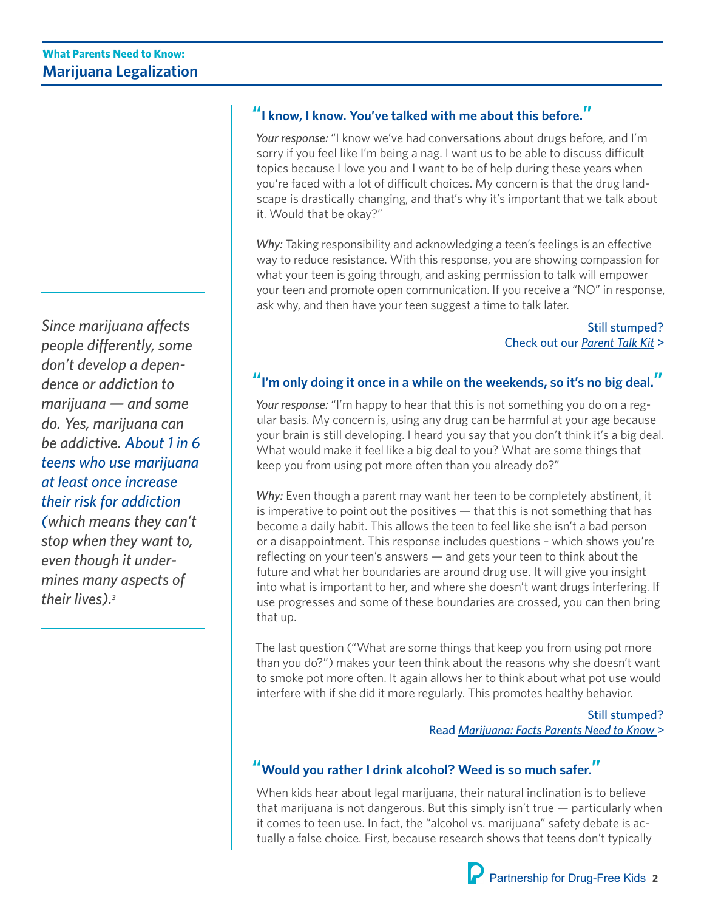## "I know, I know. You've talked with me about this before."

*Your response:* "I know we've had conversations about drugs before, and I'm sorry if you feel like I'm being a nag. I want us to be able to discuss difficult topics because I love you and I want to be of help during these years when you're faced with a lot of difficult choices. My concern is that the drug landscape is drastically changing, and that's why it's important that we talk about it. Would that be okay?"

*Why:* Taking responsibility and acknowledging a teen's feelings is an effective way to reduce resistance. With this response, you are showing compassion for what your teen is going through, and asking permission to talk will empower your teen and promote open communication. If you receive a "NO" in response, ask why, and then have your teen suggest a time to talk later.

Still stumped?
Check out our *Parent Talk Kit* >

*Since marijuana affects people differently, some don't develop a dependence or addiction to marijuana — and some do. Yes, marijuana can be addictive. About 1 in 6 teens who use marijuana at least once increase their risk for addiction (which means they can't stop when they want to, even though it undermines many aspects of their lives).[3]*

## "I'm only doing it once in a while on the weekends, so it's no big deal."

*Your response:* "I'm happy to hear that this is not something you do on a regular basis. My concern is, using any drug can be harmful at your age because your brain is still developing. I heard you say that you don't think it's a big deal. What would make it feel like a big deal to you? What are some things that keep you from using pot more often than you already do?"

*Why:* Even though a parent may want her teen to be completely abstinent, it is imperative to point out the positives — that this is not something that has become a daily habit. This allows the teen to feel like she isn't a bad person or a disappointment. This response includes questions – which shows you're reflecting on your teen's answers — and gets your teen to think about the future and what her boundaries are around drug use. It will give you insight into what is important to her, and where she doesn't want drugs interfering. If use progresses and some of these boundaries are crossed, you can then bring that up.

The last question ("What are some things that keep you from using pot more than you do?") makes your teen think about the reasons why she doesn't want to smoke pot more often. It again allows her to think about what pot use would interfere with if she did it more regularly. This promotes healthy behavior.

Still stumped?
Read *Marijuana: Facts Parents Need to Know* >

## "Would you rather I drink alcohol? Weed is so much safer."

When kids hear about legal marijuana, their natural inclination is to believe that marijuana is not dangerous. But this simply isn't true — particularly when it comes to teen use. In fact, the "alcohol vs. marijuana" safety debate is actually a false choice. First, because research shows that teens don't typically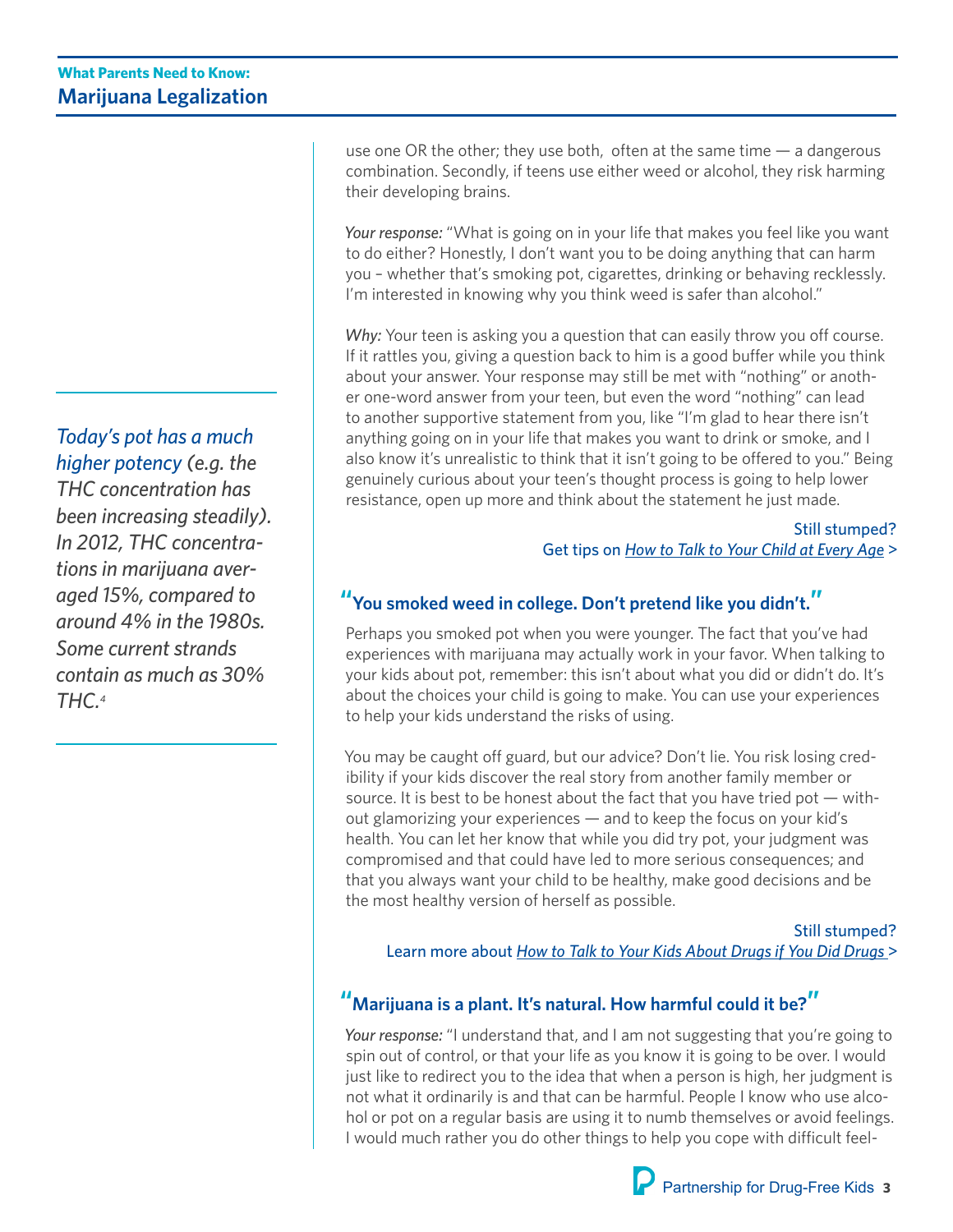use one OR the other; they use both, often at the same time — a dangerous combination. Secondly, if teens use either weed or alcohol, they risk harming their developing brains.

*Your response:* "What is going on in your life that makes you feel like you want to do either? Honestly, I don't want you to be doing anything that can harm you – whether that's smoking pot, cigarettes, drinking or behaving recklessly. I'm interested in knowing why you think weed is safer than alcohol."

*Why:* Your teen is asking you a question that can easily throw you off course. If it rattles you, giving a question back to him is a good buffer while you think about your answer. Your response may still be met with "nothing" or another one-word answer from your teen, but even the word "nothing" can lead to another supportive statement from you, like "I'm glad to hear there isn't anything going on in your life that makes you want to drink or smoke, and I also know it's unrealistic to think that it isn't going to be offered to you." Being genuinely curious about your teen's thought process is going to help lower resistance, open up more and think about the statement he just made.

Still stumped?
Get tips on *How to Talk to Your Child at Every Age* >

> *Today's pot has a much higher potency (e.g. the THC concentration has been increasing steadily). In 2012, THC concentrations in marijuana averaged 15%, compared to around 4% in the 1980s. Some current strands contain as much as 30% THC.*[4]

### "You smoked weed in college. Don't pretend like you didn't."

Perhaps you smoked pot when you were younger. The fact that you've had experiences with marijuana may actually work in your favor. When talking to your kids about pot, remember: this isn't about what you did or didn't do. It's about the choices your child is going to make. You can use your experiences to help your kids understand the risks of using.

You may be caught off guard, but our advice? Don't lie. You risk losing credibility if your kids discover the real story from another family member or source. It is best to be honest about the fact that you have tried pot — without glamorizing your experiences — and to keep the focus on your kid's health. You can let her know that while you did try pot, your judgment was compromised and that could have led to more serious consequences; and that you always want your child to be healthy, make good decisions and be the most healthy version of herself as possible.

Still stumped?
Learn more about *How to Talk to Your Kids About Drugs if You Did Drugs* >

### "Marijuana is a plant. It's natural. How harmful could it be?"

*Your response:* "I understand that, and I am not suggesting that you're going to spin out of control, or that your life as you know it is going to be over. I would just like to redirect you to the idea that when a person is high, her judgment is not what it ordinarily is and that can be harmful. People I know who use alcohol or pot on a regular basis are using it to numb themselves or avoid feelings. I would much rather you do other things to help you cope with difficult feel-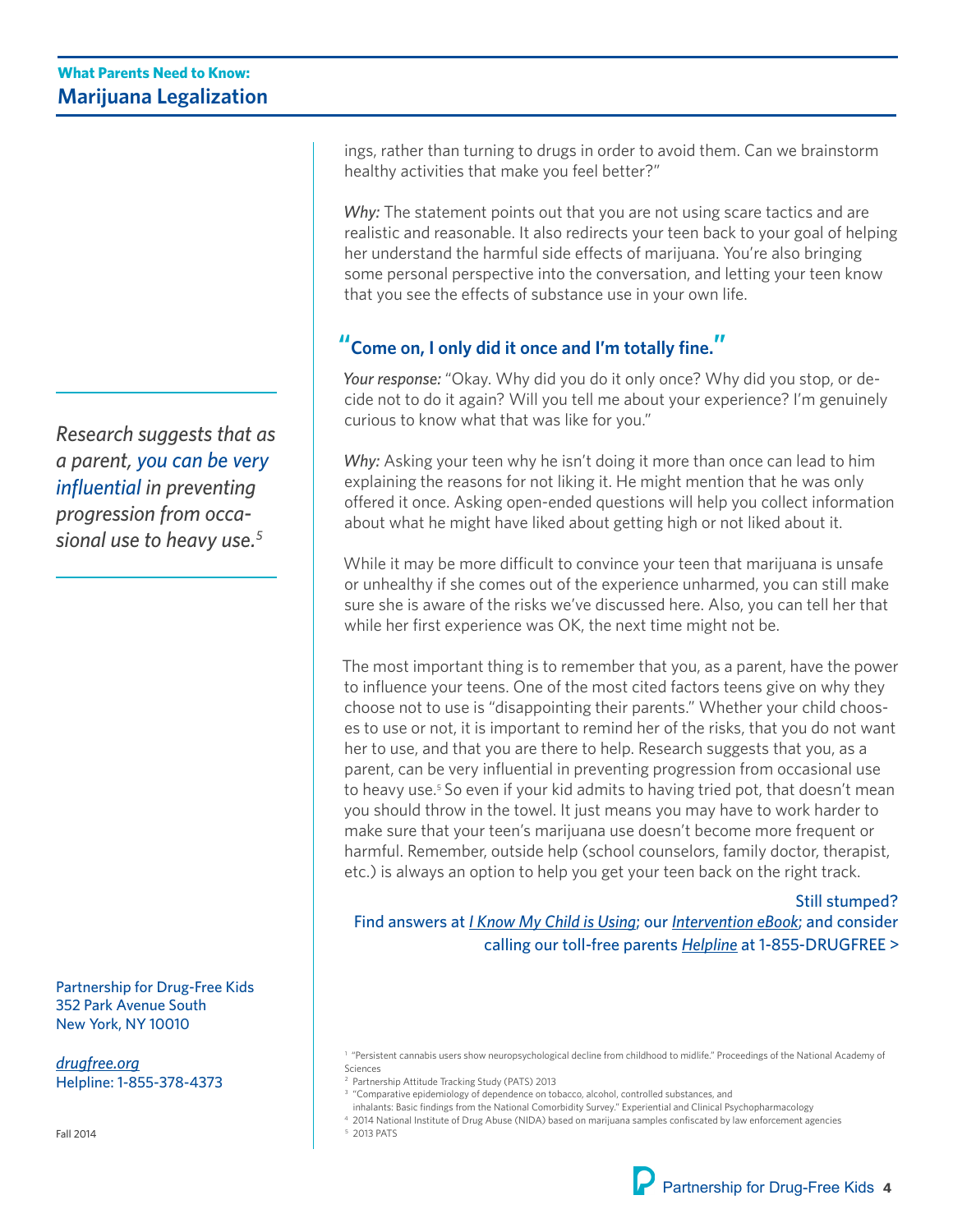ings, rather than turning to drugs in order to avoid them. Can we brainstorm healthy activities that make you feel better?"

*Why:* The statement points out that you are not using scare tactics and are realistic and reasonable. It also redirects your teen back to your goal of helping her understand the harmful side effects of marijuana. You're also bringing some personal perspective into the conversation, and letting your teen know that you see the effects of substance use in your own life.

### "Come on, I only did it once and I'm totally fine."

*Your response:* "Okay. Why did you do it only once? Why did you stop, or decide not to do it again? Will you tell me about your experience? I'm genuinely curious to know what that was like for you."

*Why:* Asking your teen why he isn't doing it more than once can lead to him explaining the reasons for not liking it. He might mention that he was only offered it once. Asking open-ended questions will help you collect information about what he might have liked about getting high or not liked about it.

While it may be more difficult to convince your teen that marijuana is unsafe or unhealthy if she comes out of the experience unharmed, you can still make sure she is aware of the risks we've discussed here. Also, you can tell her that while her first experience was OK, the next time might not be.

*Research suggests that as a parent, you can be very influential in preventing progression from occasional use to heavy use.*[5]

The most important thing is to remember that you, as a parent, have the power to influence your teens. One of the most cited factors teens give on why they choose not to use is "disappointing their parents." Whether your child chooses to use or not, it is important to remind her of the risks, that you do not want her to use, and that you are there to help. Research suggests that you, as a parent, can be very influential in preventing progression from occasional use to heavy use.[5] So even if your kid admits to having tried pot, that doesn't mean you should throw in the towel. It just means you may have to work harder to make sure that your teen's marijuana use doesn't become more frequent or harmful. Remember, outside help (school counselors, family doctor, therapist, etc.) is always an option to help you get your teen back on the right track.

Still stumped?
Find answers at *I Know My Child is Using*; our *Intervention eBook*; and consider calling our toll-free parents *Helpline* at 1-855-DRUGFREE >

Partnership for Drug-Free Kids
352 Park Avenue South
New York, NY 10010

*drugfree.org*
Helpline: 1-855-378-4373

Fall 2014

[1] "Persistent cannabis users show neuropsychological decline from childhood to midlife." Proceedings of the National Academy of Sciences
[2] Partnership Attitude Tracking Study (PATS) 2013
[3] "Comparative epidemiology of dependence on tobacco, alcohol, controlled substances, and inhalants: Basic findings from the National Comorbidity Survey." Experiential and Clinical Psychopharmacology
[4] 2014 National Institute of Drug Abuse (NIDA) based on marijuana samples confiscated by law enforcement agencies
[5] 2013 PATS